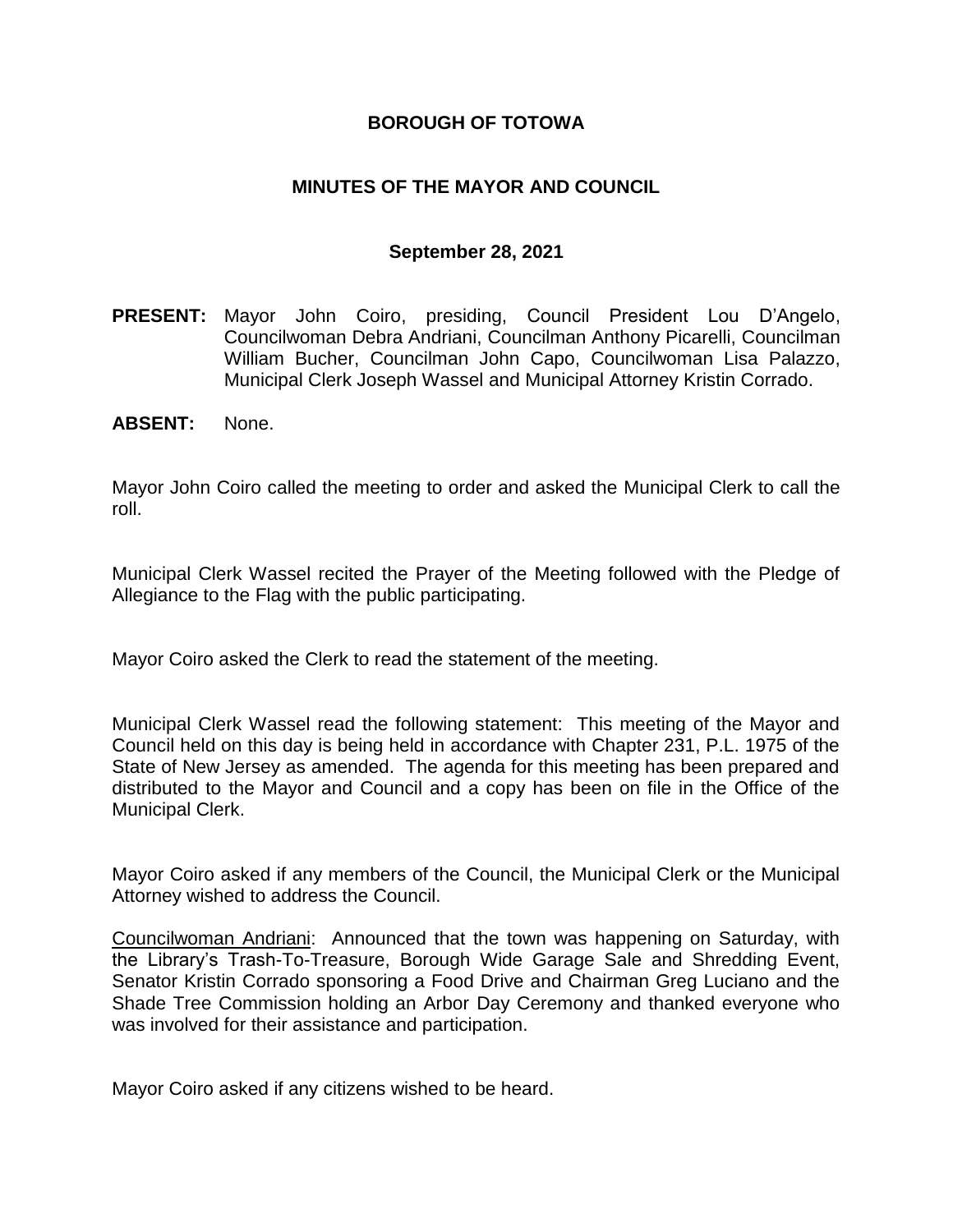# BOROUGH OF TOTOWA

## MINUTES OF THE MAYOR AND COUNCIL

### September 28, 2021

**PRESENT:** Mayor John Coiro, presiding, Council President Lou D'Angelo, Councilwoman Debra Andriani, Councilman Anthony Picarelli, Councilman William Bucher, Councilman John Capo, Councilwoman Lisa Palazzo, Municipal Clerk Joseph Wassel and Municipal Attorney Kristin Corrado.

**ABSENT:** None.

Mayor John Coiro called the meeting to order and asked the Municipal Clerk to call the roll.

Municipal Clerk Wassel recited the Prayer of the Meeting followed with the Pledge of Allegiance to the Flag with the public participating.

Mayor Coiro asked the Clerk to read the statement of the meeting.

Municipal Clerk Wassel read the following statement: This meeting of the Mayor and Council held on this day is being held in accordance with Chapter 231, P.L. 1975 of the State of New Jersey as amended. The agenda for this meeting has been prepared and distributed to the Mayor and Council and a copy has been on file in the Office of the Municipal Clerk.

Mayor Coiro asked if any members of the Council, the Municipal Clerk or the Municipal Attorney wished to address the Council.

Councilwoman Andriani: Announced that the town was happening on Saturday, with the Library's Trash-To-Treasure, Borough Wide Garage Sale and Shredding Event, Senator Kristin Corrado sponsoring a Food Drive and Chairman Greg Luciano and the Shade Tree Commission holding an Arbor Day Ceremony and thanked everyone who was involved for their assistance and participation.

Mayor Coiro asked if any citizens wished to be heard.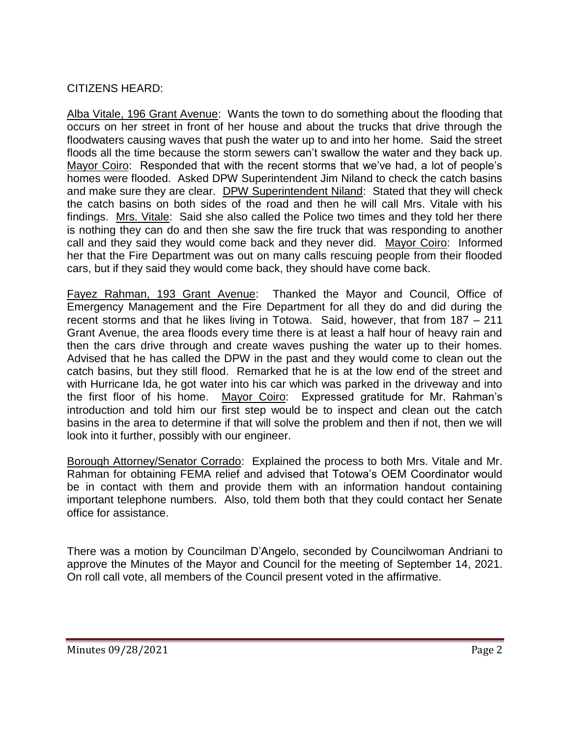CITIZENS HEARD:

Alba Vitale, 196 Grant Avenue: Wants the town to do something about the flooding that occurs on her street in front of her house and about the trucks that drive through the floodwaters causing waves that push the water up to and into her home. Said the street floods all the time because the storm sewers can't swallow the water and they back up. Mayor Coiro: Responded that with the recent storms that we've had, a lot of people's homes were flooded. Asked DPW Superintendent Jim Niland to check the catch basins and make sure they are clear. DPW Superintendent Niland: Stated that they will check the catch basins on both sides of the road and then he will call Mrs. Vitale with his findings. Mrs. Vitale: Said she also called the Police two times and they told her there is nothing they can do and then she saw the fire truck that was responding to another call and they said they would come back and they never did. Mayor Coiro: Informed her that the Fire Department was out on many calls rescuing people from their flooded cars, but if they said they would come back, they should have come back.

Fayez Rahman, 193 Grant Avenue: Thanked the Mayor and Council, Office of Emergency Management and the Fire Department for all they do and did during the recent storms and that he likes living in Totowa. Said, however, that from 187 – 211 Grant Avenue, the area floods every time there is at least a half hour of heavy rain and then the cars drive through and create waves pushing the water up to their homes. Advised that he has called the DPW in the past and they would come to clean out the catch basins, but they still flood. Remarked that he is at the low end of the street and with Hurricane Ida, he got water into his car which was parked in the driveway and into the first floor of his home. Mayor Coiro: Expressed gratitude for Mr. Rahman's introduction and told him our first step would be to inspect and clean out the catch basins in the area to determine if that will solve the problem and then if not, then we will look into it further, possibly with our engineer.

Borough Attorney/Senator Corrado: Explained the process to both Mrs. Vitale and Mr. Rahman for obtaining FEMA relief and advised that Totowa's OEM Coordinator would be in contact with them and provide them with an information handout containing important telephone numbers. Also, told them both that they could contact her Senate office for assistance.

There was a motion by Councilman D'Angelo, seconded by Councilwoman Andriani to approve the Minutes of the Mayor and Council for the meeting of September 14, 2021. On roll call vote, all members of the Council present voted in the affirmative.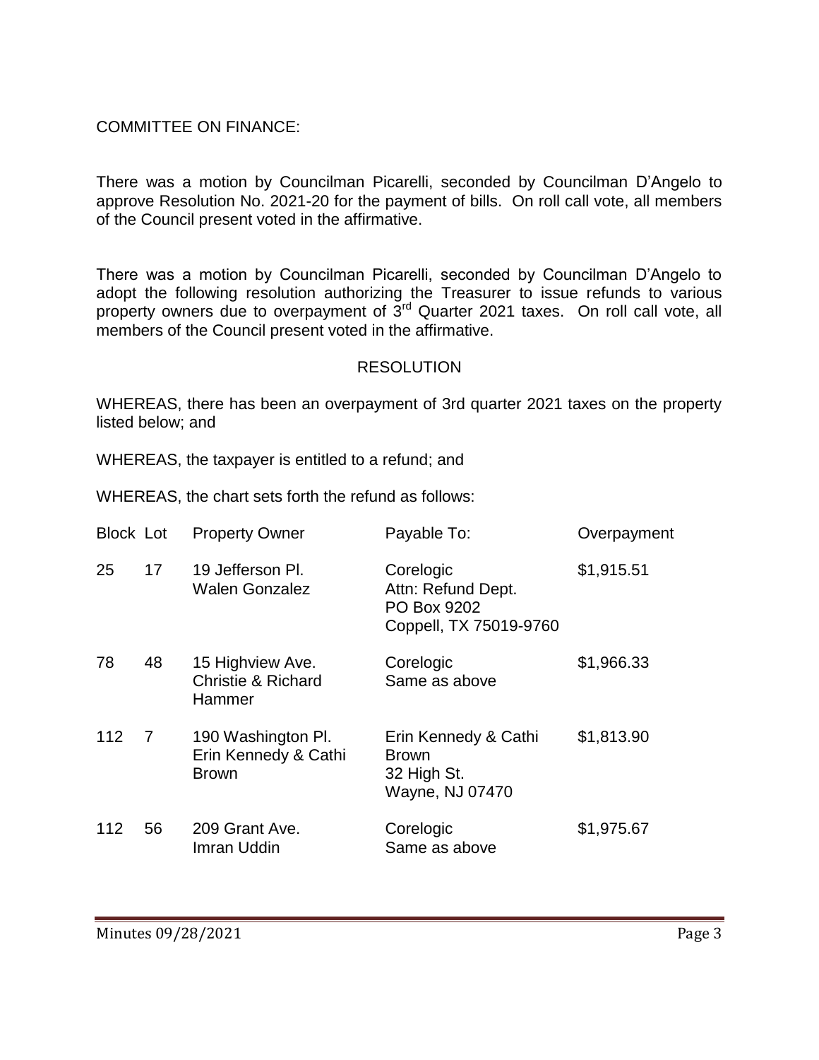COMMITTEE ON FINANCE:

There was a motion by Councilman Picarelli, seconded by Councilman D'Angelo to approve Resolution No. 2021-20 for the payment of bills. On roll call vote, all members of the Council present voted in the affirmative.

There was a motion by Councilman Picarelli, seconded by Councilman D'Angelo to adopt the following resolution authorizing the Treasurer to issue refunds to various property owners due to overpayment of 3rd Quarter 2021 taxes. On roll call vote, all members of the Council present voted in the affirmative.

## RESOLUTION

WHEREAS, there has been an overpayment of 3rd quarter 2021 taxes on the property listed below; and

WHEREAS, the taxpayer is entitled to a refund; and

WHEREAS, the chart sets forth the refund as follows:

| Block | Lot | Property Owner | Payable To: | Overpayment |
|---|---|---|---|---|
| 25 | 17 | 19 Jefferson Pl. Walen Gonzalez | Corelogic Attn: Refund Dept. PO Box 9202 Coppell, TX 75019-9760 | $1,915.51 |
| 78 | 48 | 15 Highview Ave. Christie & Richard Hammer | Corelogic Same as above | $1,966.33 |
| 112 | 7 | 190 Washington Pl. Erin Kennedy & Cathi Brown | Erin Kennedy & Cathi Brown 32 High St. Wayne, NJ 07470 | $1,813.90 |
| 112 | 56 | 209 Grant Ave. Imran Uddin | Corelogic Same as above | $1,975.67 |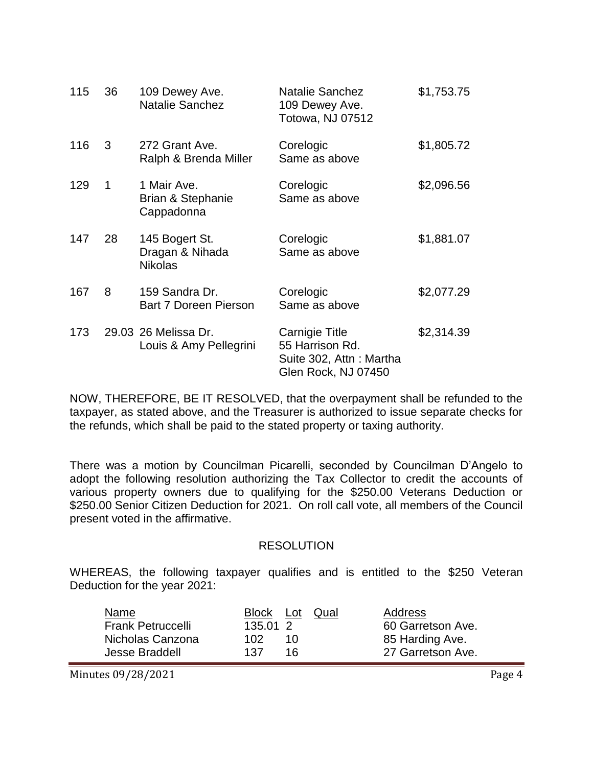| | | | | |
|---|---|---|---|---|
| 115 | 36 | 109 Dewey Ave.<br>Natalie Sanchez | Natalie Sanchez<br>109 Dewey Ave.<br>Totowa, NJ 07512 | $1,753.75 |
| 116 | 3 | 272 Grant Ave.<br>Ralph & Brenda Miller | Corelogic<br>Same as above | $1,805.72 |
| 129 | 1 | 1 Mair Ave.<br>Brian & Stephanie Cappadonna | Corelogic<br>Same as above | $2,096.56 |
| 147 | 28 | 145 Bogert St.<br>Dragan & Nihada Nikolas | Corelogic<br>Same as above | $1,881.07 |
| 167 | 8 | 159 Sandra Dr.<br>Bart 7 Doreen Pierson | Corelogic<br>Same as above | $2,077.29 |
| 173 | 29.03 | 26 Melissa Dr.<br>Louis & Amy Pellegrini | Carnigie Title<br>55 Harrison Rd.<br>Suite 302, Attn : Martha<br>Glen Rock, NJ 07450 | $2,314.39 |

NOW, THEREFORE, BE IT RESOLVED, that the overpayment shall be refunded to the taxpayer, as stated above, and the Treasurer is authorized to issue separate checks for the refunds, which shall be paid to the stated property or taxing authority.

There was a motion by Councilman Picarelli, seconded by Councilman D'Angelo to adopt the following resolution authorizing the Tax Collector to credit the accounts of various property owners due to qualifying for the $250.00 Veterans Deduction or $250.00 Senior Citizen Deduction for 2021. On roll call vote, all members of the Council present voted in the affirmative.

RESOLUTION

WHEREAS, the following taxpayer qualifies and is entitled to the $250 Veteran Deduction for the year 2021:

| Name | Block | Lot | Qual | Address |
|---|---|---|---|---|
| Frank Petruccelli | 135.01 | 2 | | 60 Garretson Ave. |
| Nicholas Canzona | 102 | 10 | | 85 Harding Ave. |
| Jesse Braddell | 137 | 16 | | 27 Garretson Ave. |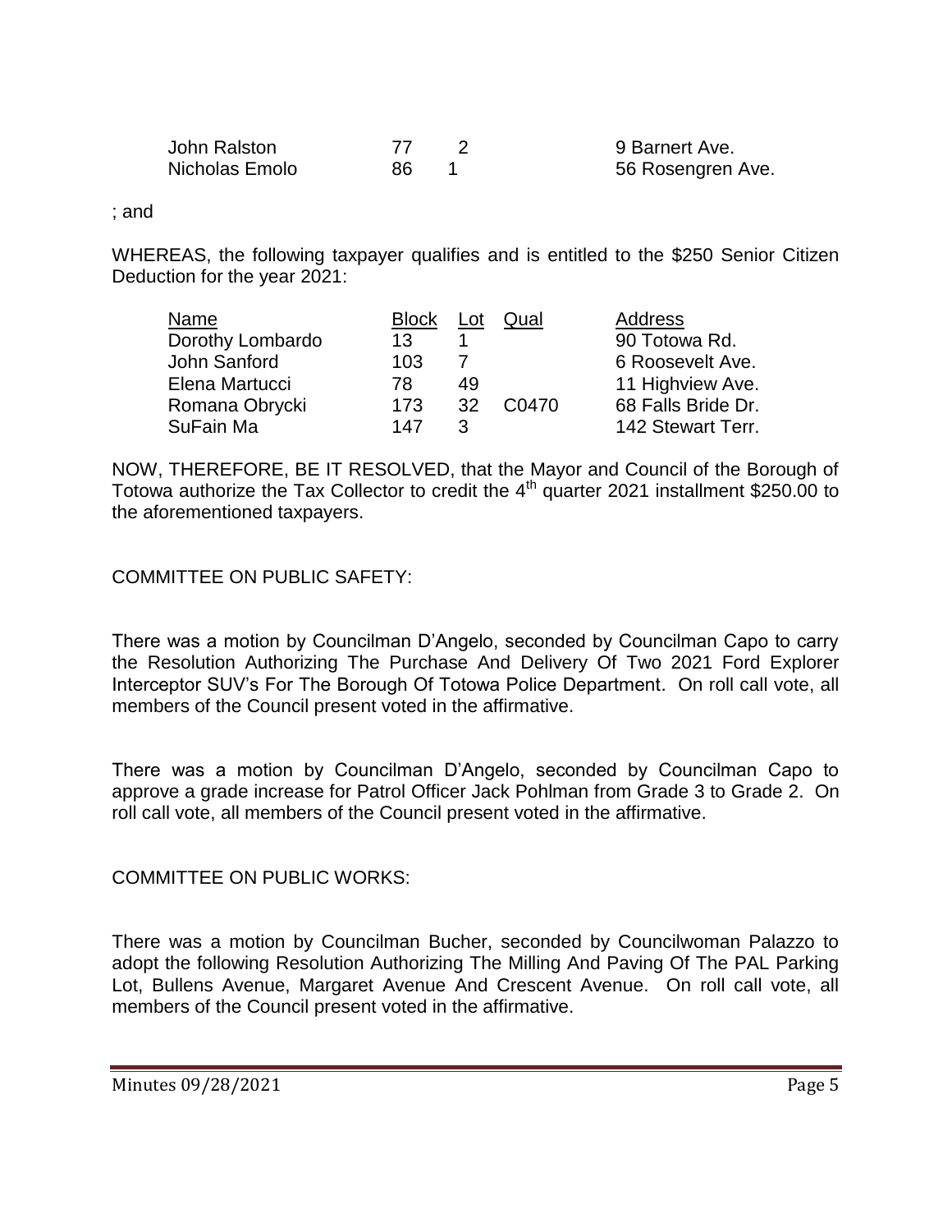| | | | | |
|---|---|---|---|---|
| John Ralston | 77 | 2 | | 9 Barnert Ave. |
| Nicholas Emolo | 86 | 1 | | 56 Rosengren Ave. |

; and

WHEREAS, the following taxpayer qualifies and is entitled to the $250 Senior Citizen Deduction for the year 2021:

| Name | Block | Lot | Qual | Address |
|---|---|---|---|---|
| Dorothy Lombardo | 13 | 1 | | 90 Totowa Rd. |
| John Sanford | 103 | 7 | | 6 Roosevelt Ave. |
| Elena Martucci | 78 | 49 | | 11 Highview Ave. |
| Romana Obrycki | 173 | 32 | C0470 | 68 Falls Bride Dr. |
| SuFain Ma | 147 | 3 | | 142 Stewart Terr. |

NOW, THEREFORE, BE IT RESOLVED, that the Mayor and Council of the Borough of Totowa authorize the Tax Collector to credit the 4th quarter 2021 installment $250.00 to the aforementioned taxpayers.

COMMITTEE ON PUBLIC SAFETY:

There was a motion by Councilman D'Angelo, seconded by Councilman Capo to carry the Resolution Authorizing The Purchase And Delivery Of Two 2021 Ford Explorer Interceptor SUV's For The Borough Of Totowa Police Department. On roll call vote, all members of the Council present voted in the affirmative.

There was a motion by Councilman D'Angelo, seconded by Councilman Capo to approve a grade increase for Patrol Officer Jack Pohlman from Grade 3 to Grade 2. On roll call vote, all members of the Council present voted in the affirmative.

COMMITTEE ON PUBLIC WORKS:

There was a motion by Councilman Bucher, seconded by Councilwoman Palazzo to adopt the following Resolution Authorizing The Milling And Paving Of The PAL Parking Lot, Bullens Avenue, Margaret Avenue And Crescent Avenue. On roll call vote, all members of the Council present voted in the affirmative.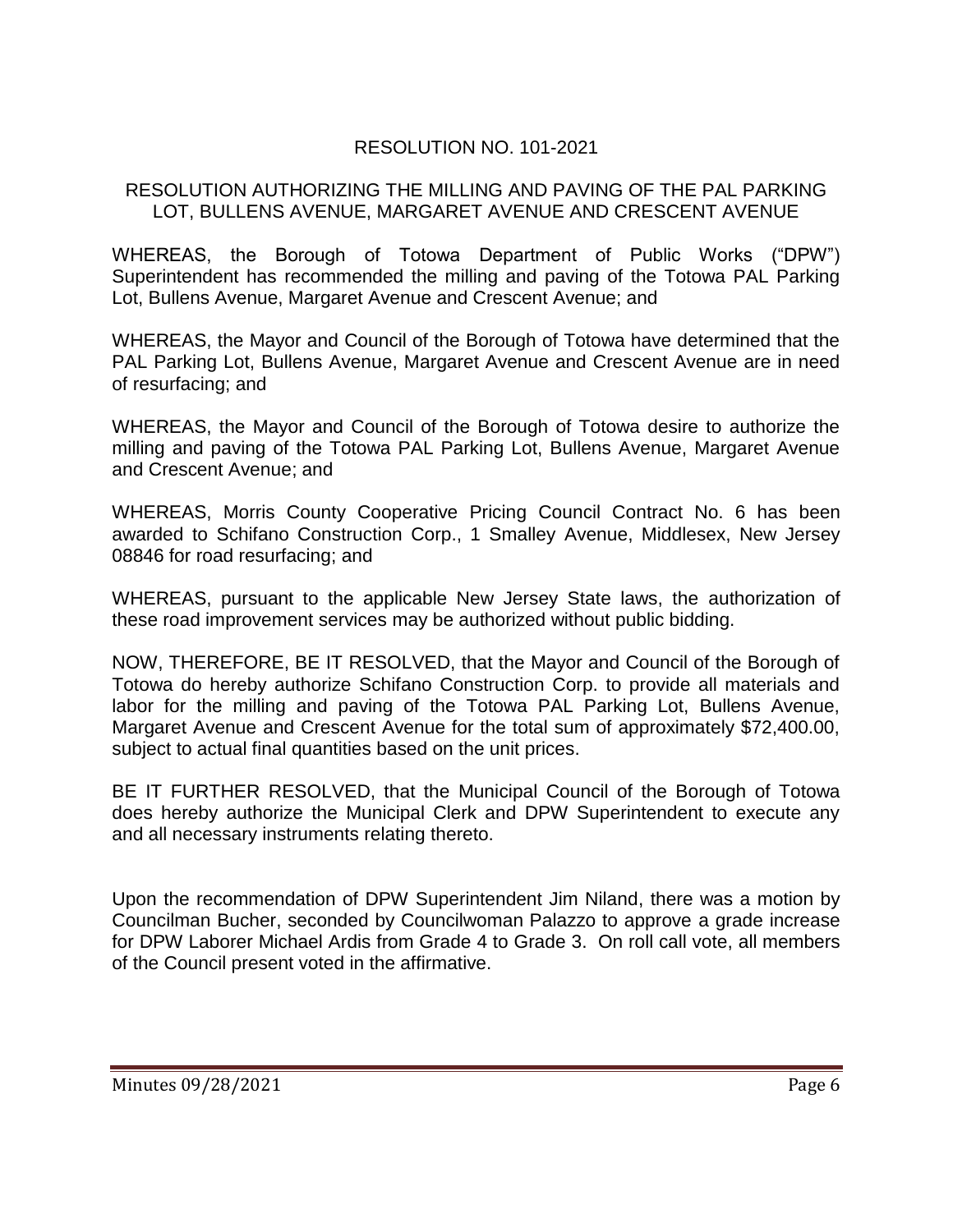RESOLUTION NO. 101-2021

RESOLUTION AUTHORIZING THE MILLING AND PAVING OF THE PAL PARKING LOT, BULLENS AVENUE, MARGARET AVENUE AND CRESCENT AVENUE

WHEREAS, the Borough of Totowa Department of Public Works ("DPW") Superintendent has recommended the milling and paving of the Totowa PAL Parking Lot, Bullens Avenue, Margaret Avenue and Crescent Avenue; and

WHEREAS, the Mayor and Council of the Borough of Totowa have determined that the PAL Parking Lot, Bullens Avenue, Margaret Avenue and Crescent Avenue are in need of resurfacing; and

WHEREAS, the Mayor and Council of the Borough of Totowa desire to authorize the milling and paving of the Totowa PAL Parking Lot, Bullens Avenue, Margaret Avenue and Crescent Avenue; and

WHEREAS, Morris County Cooperative Pricing Council Contract No. 6 has been awarded to Schifano Construction Corp., 1 Smalley Avenue, Middlesex, New Jersey 08846 for road resurfacing; and

WHEREAS, pursuant to the applicable New Jersey State laws, the authorization of these road improvement services may be authorized without public bidding.

NOW, THEREFORE, BE IT RESOLVED, that the Mayor and Council of the Borough of Totowa do hereby authorize Schifano Construction Corp. to provide all materials and labor for the milling and paving of the Totowa PAL Parking Lot, Bullens Avenue, Margaret Avenue and Crescent Avenue for the total sum of approximately $72,400.00, subject to actual final quantities based on the unit prices.

BE IT FURTHER RESOLVED, that the Municipal Council of the Borough of Totowa does hereby authorize the Municipal Clerk and DPW Superintendent to execute any and all necessary instruments relating thereto.

Upon the recommendation of DPW Superintendent Jim Niland, there was a motion by Councilman Bucher, seconded by Councilwoman Palazzo to approve a grade increase for DPW Laborer Michael Ardis from Grade 4 to Grade 3. On roll call vote, all members of the Council present voted in the affirmative.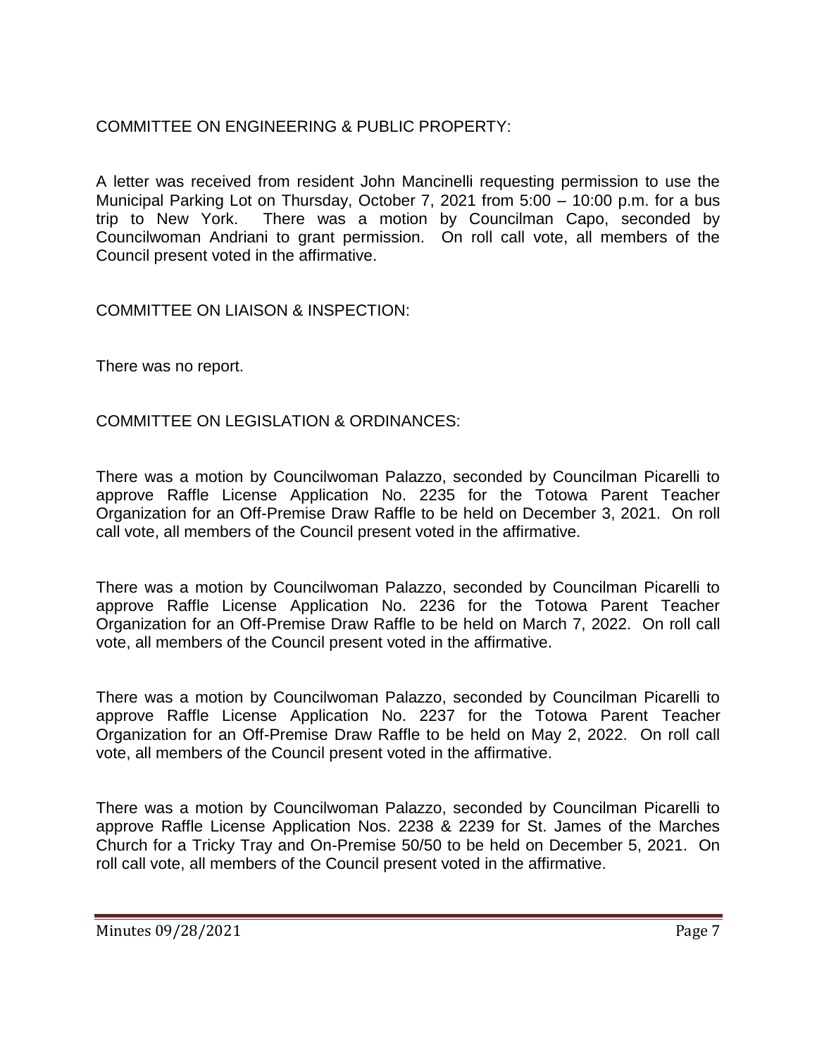COMMITTEE ON ENGINEERING & PUBLIC PROPERTY:

A letter was received from resident John Mancinelli requesting permission to use the Municipal Parking Lot on Thursday, October 7, 2021 from 5:00 – 10:00 p.m. for a bus trip to New York. There was a motion by Councilman Capo, seconded by Councilwoman Andriani to grant permission. On roll call vote, all members of the Council present voted in the affirmative.

COMMITTEE ON LIAISON & INSPECTION:

There was no report.

COMMITTEE ON LEGISLATION & ORDINANCES:

There was a motion by Councilwoman Palazzo, seconded by Councilman Picarelli to approve Raffle License Application No. 2235 for the Totowa Parent Teacher Organization for an Off-Premise Draw Raffle to be held on December 3, 2021. On roll call vote, all members of the Council present voted in the affirmative.

There was a motion by Councilwoman Palazzo, seconded by Councilman Picarelli to approve Raffle License Application No. 2236 for the Totowa Parent Teacher Organization for an Off-Premise Draw Raffle to be held on March 7, 2022. On roll call vote, all members of the Council present voted in the affirmative.

There was a motion by Councilwoman Palazzo, seconded by Councilman Picarelli to approve Raffle License Application No. 2237 for the Totowa Parent Teacher Organization for an Off-Premise Draw Raffle to be held on May 2, 2022. On roll call vote, all members of the Council present voted in the affirmative.

There was a motion by Councilwoman Palazzo, seconded by Councilman Picarelli to approve Raffle License Application Nos. 2238 & 2239 for St. James of the Marches Church for a Tricky Tray and On-Premise 50/50 to be held on December 5, 2021. On roll call vote, all members of the Council present voted in the affirmative.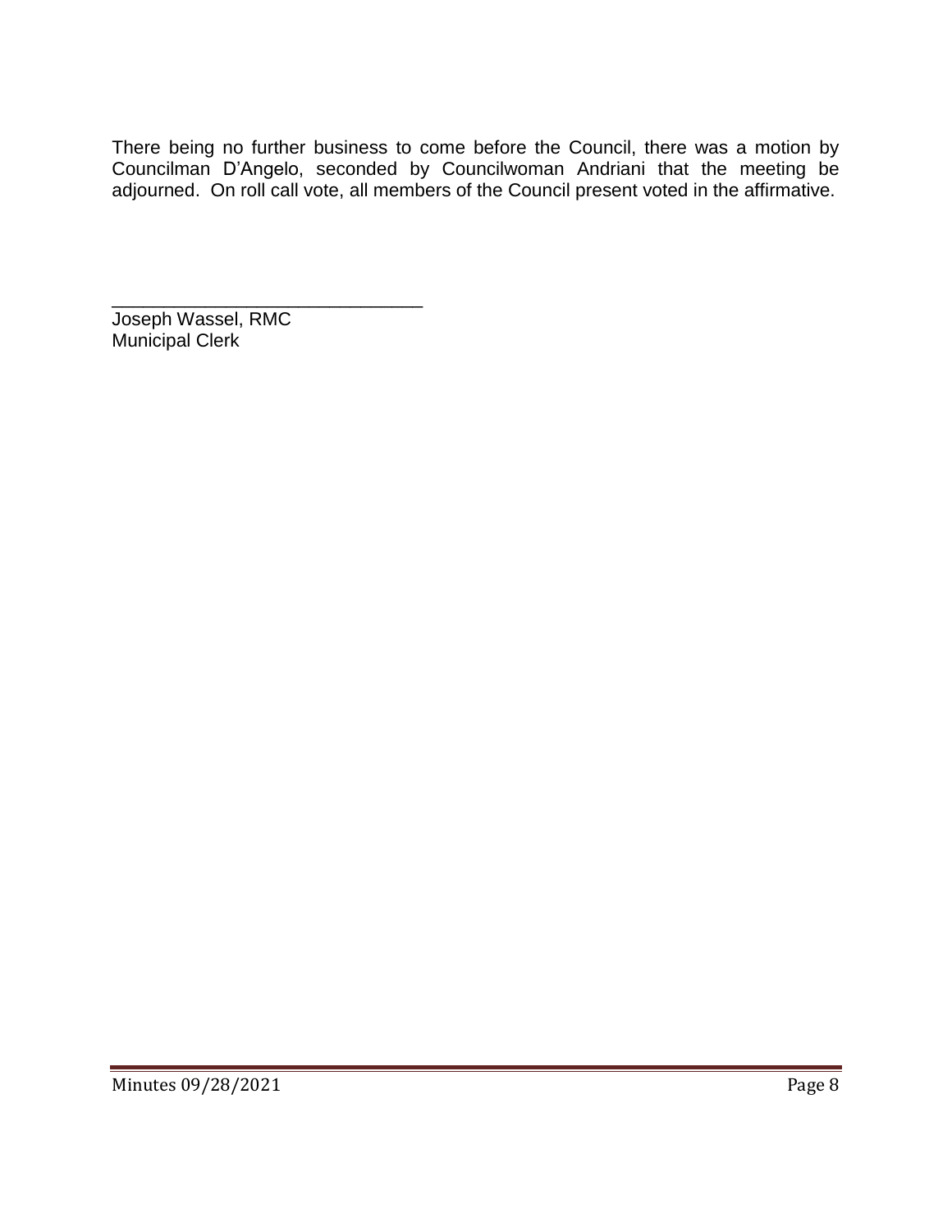There being no further business to come before the Council, there was a motion by Councilman D'Angelo, seconded by Councilwoman Andriani that the meeting be adjourned. On roll call vote, all members of the Council present voted in the affirmative.

_______________________________

Joseph Wassel, RMC
Municipal Clerk